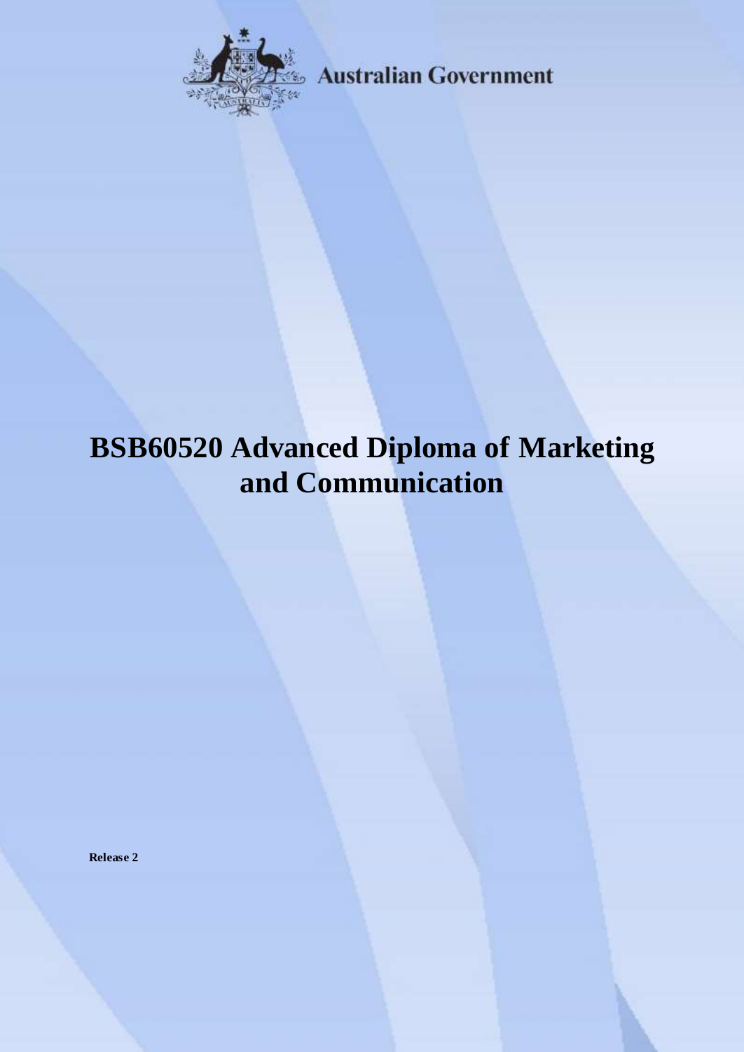Australian Government

# BSB60520 Advanced Diploma of Marketing and Communication

**Release 2**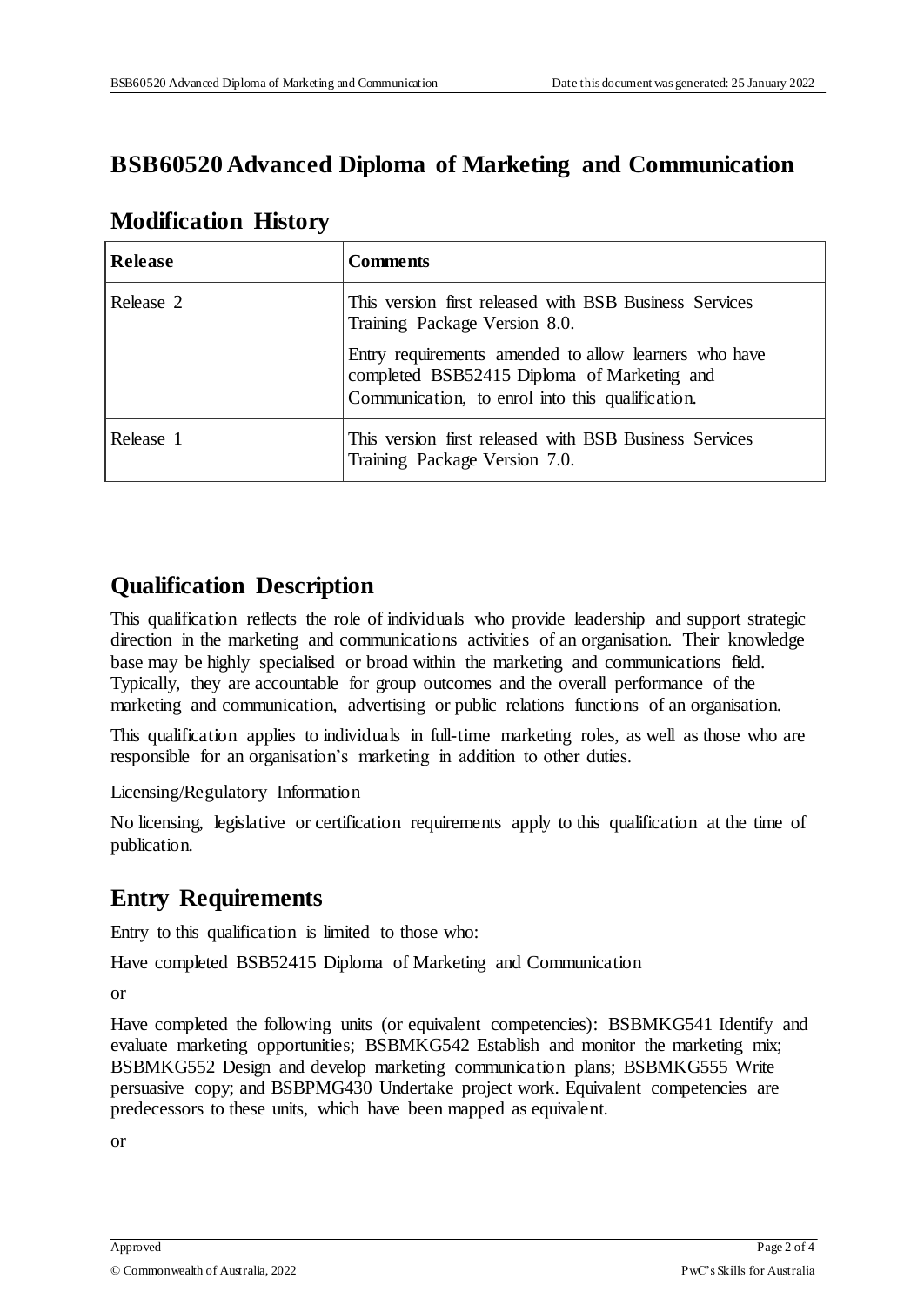# BSB60520 Advanced Diploma of Marketing and Communication

## Modification History

| Release | Comments |
|---|---|
| Release 2 | This version first released with BSB Business Services Training Package Version 8.0.<br><br>Entry requirements amended to allow learners who have completed BSB52415 Diploma of Marketing and Communication, to enrol into this qualification. |
| Release 1 | This version first released with BSB Business Services Training Package Version 7.0. |

## Qualification Description

This qualification reflects the role of individuals who provide leadership and support strategic direction in the marketing and communications activities of an organisation. Their knowledge base may be highly specialised or broad within the marketing and communications field. Typically, they are accountable for group outcomes and the overall performance of the marketing and communication, advertising or public relations functions of an organisation.

This qualification applies to individuals in full-time marketing roles, as well as those who are responsible for an organisation's marketing in addition to other duties.

Licensing/Regulatory Information

No licensing, legislative or certification requirements apply to this qualification at the time of publication.

## Entry Requirements

Entry to this qualification is limited to those who:

Have completed BSB52415 Diploma of Marketing and Communication

or

Have completed the following units (or equivalent competencies): BSBMKG541 Identify and evaluate marketing opportunities; BSBMKG542 Establish and monitor the marketing mix; BSBMKG552 Design and develop marketing communication plans; BSBMKG555 Write persuasive copy; and BSBPMG430 Undertake project work. Equivalent competencies are predecessors to these units, which have been mapped as equivalent.

or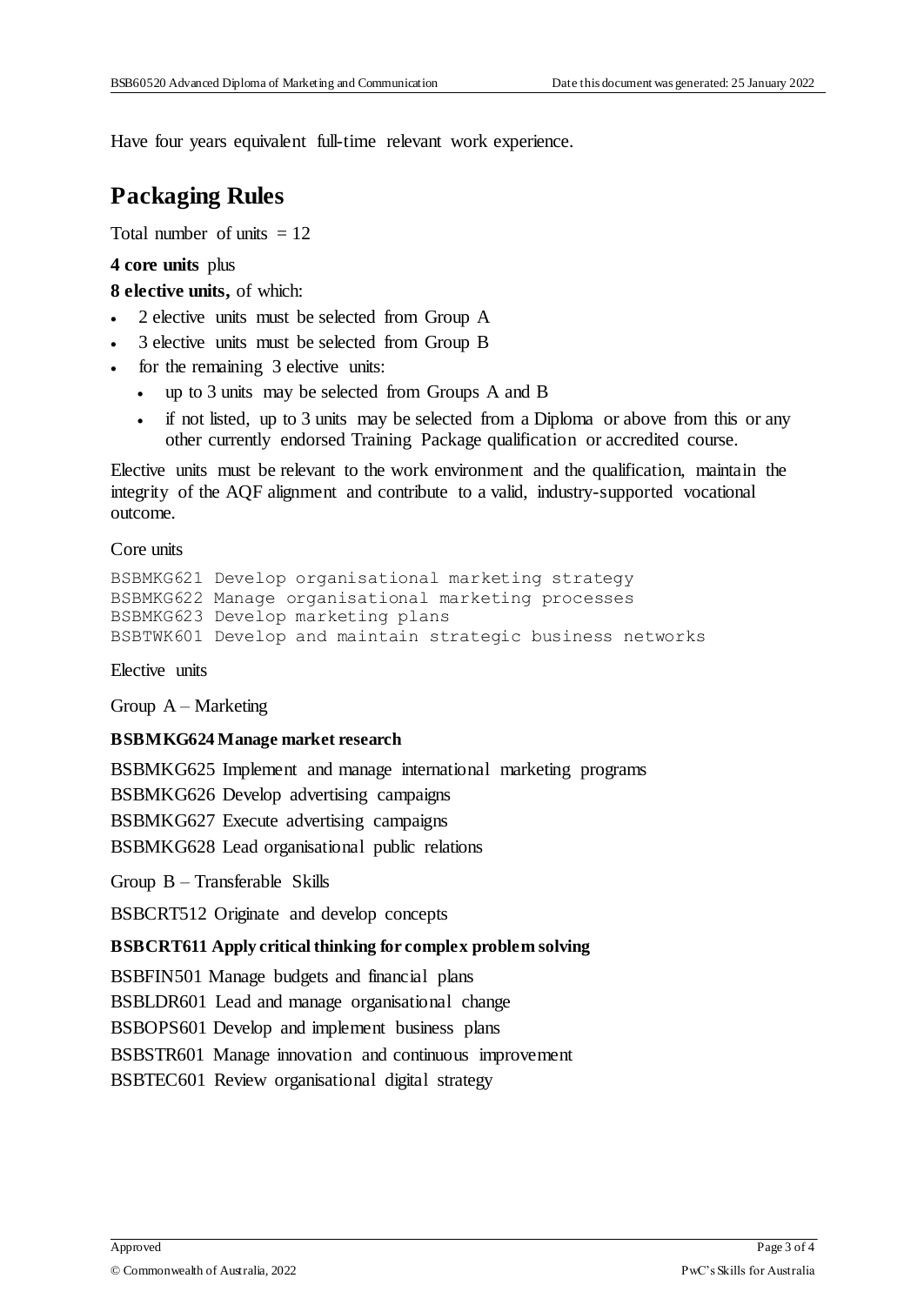Have four years equivalent full-time relevant work experience.

## Packaging Rules

Total number of units = 12

**4 core units** plus

**8 elective units,** of which:

- 2 elective units must be selected from Group A
- 3 elective units must be selected from Group B
- for the remaining 3 elective units:
  - up to 3 units may be selected from Groups A and B
  - if not listed, up to 3 units may be selected from a Diploma or above from this or any other currently endorsed Training Package qualification or accredited course.

Elective units must be relevant to the work environment and the qualification, maintain the integrity of the AQF alignment and contribute to a valid, industry-supported vocational outcome.

Core units

```
BSBMKG621 Develop organisational marketing strategy
BSBMKG622 Manage organisational marketing processes
BSBMKG623 Develop marketing plans
BSBTWK601 Develop and maintain strategic business networks
```

Elective units

Group A – Marketing

**BSBMKG624 Manage market research**

BSBMKG625 Implement and manage international marketing programs

BSBMKG626 Develop advertising campaigns

BSBMKG627 Execute advertising campaigns

BSBMKG628 Lead organisational public relations

Group B – Transferable Skills

BSBCRT512 Originate and develop concepts

**BSBCRT611 Apply critical thinking for complex problem solving**

BSBFIN501 Manage budgets and financial plans

BSBLDR601 Lead and manage organisational change

BSBOPS601 Develop and implement business plans

BSBSTR601 Manage innovation and continuous improvement

BSBTEC601 Review organisational digital strategy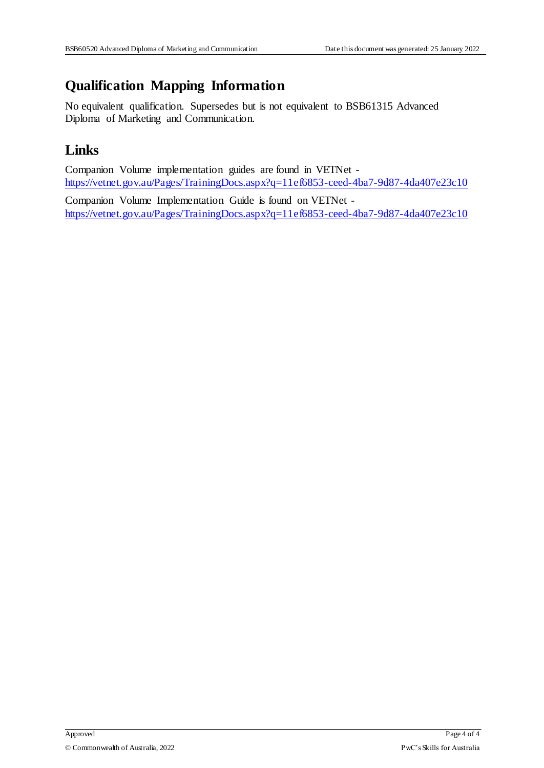## Qualification Mapping Information

No equivalent qualification. Supersedes but is not equivalent to BSB61315 Advanced Diploma of Marketing and Communication.

## Links

Companion Volume implementation guides are found in VETNet - https://vetnet.gov.au/Pages/TrainingDocs.aspx?q=11ef6853-ceed-4ba7-9d87-4da407e23c10

Companion Volume Implementation Guide is found on VETNet - https://vetnet.gov.au/Pages/TrainingDocs.aspx?q=11ef6853-ceed-4ba7-9d87-4da407e23c10